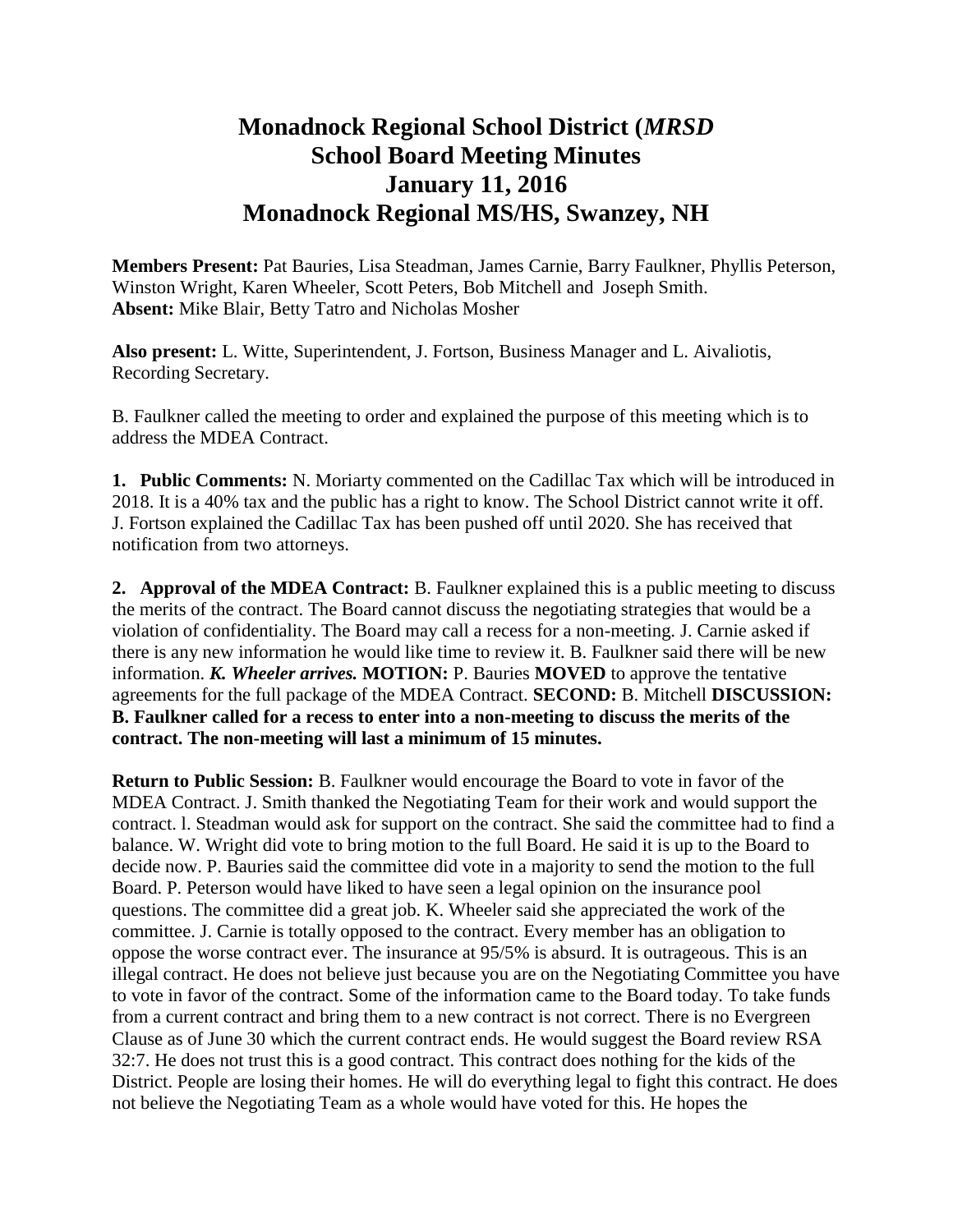# Monadnock Regional School District (*MRSD*
# School Board Meeting Minutes
# January 11, 2016
# Monadnock Regional MS/HS, Swanzey, NH

**Members Present:** Pat Bauries, Lisa Steadman, James Carnie, Barry Faulkner, Phyllis Peterson, Winston Wright, Karen Wheeler, Scott Peters, Bob Mitchell and Joseph Smith.
**Absent:** Mike Blair, Betty Tatro and Nicholas Mosher

**Also present:** L. Witte, Superintendent, J. Fortson, Business Manager and L. Aivaliotis, Recording Secretary.

B. Faulkner called the meeting to order and explained the purpose of this meeting which is to address the MDEA Contract.

**1. Public Comments:** N. Moriarty commented on the Cadillac Tax which will be introduced in 2018. It is a 40% tax and the public has a right to know. The School District cannot write it off. J. Fortson explained the Cadillac Tax has been pushed off until 2020. She has received that notification from two attorneys.

**2. Approval of the MDEA Contract:** B. Faulkner explained this is a public meeting to discuss the merits of the contract. The Board cannot discuss the negotiating strategies that would be a violation of confidentiality. The Board may call a recess for a non-meeting. J. Carnie asked if there is any new information he would like time to review it. B. Faulkner said there will be new information. ***K. Wheeler arrives.*** **MOTION:** P. Bauries **MOVED** to approve the tentative agreements for the full package of the MDEA Contract. **SECOND:** B. Mitchell **DISCUSSION: B. Faulkner called for a recess to enter into a non-meeting to discuss the merits of the contract. The non-meeting will last a minimum of 15 minutes.**

**Return to Public Session:** B. Faulkner would encourage the Board to vote in favor of the MDEA Contract. J. Smith thanked the Negotiating Team for their work and would support the contract. l. Steadman would ask for support on the contract. She said the committee had to find a balance. W. Wright did vote to bring motion to the full Board. He said it is up to the Board to decide now. P. Bauries said the committee did vote in a majority to send the motion to the full Board. P. Peterson would have liked to have seen a legal opinion on the insurance pool questions. The committee did a great job. K. Wheeler said she appreciated the work of the committee. J. Carnie is totally opposed to the contract. Every member has an obligation to oppose the worse contract ever. The insurance at 95/5% is absurd. It is outrageous. This is an illegal contract. He does not believe just because you are on the Negotiating Committee you have to vote in favor of the contract. Some of the information came to the Board today. To take funds from a current contract and bring them to a new contract is not correct. There is no Evergreen Clause as of June 30 which the current contract ends. He would suggest the Board review RSA 32:7. He does not trust this is a good contract. This contract does nothing for the kids of the District. People are losing their homes. He will do everything legal to fight this contract. He does not believe the Negotiating Team as a whole would have voted for this. He hopes the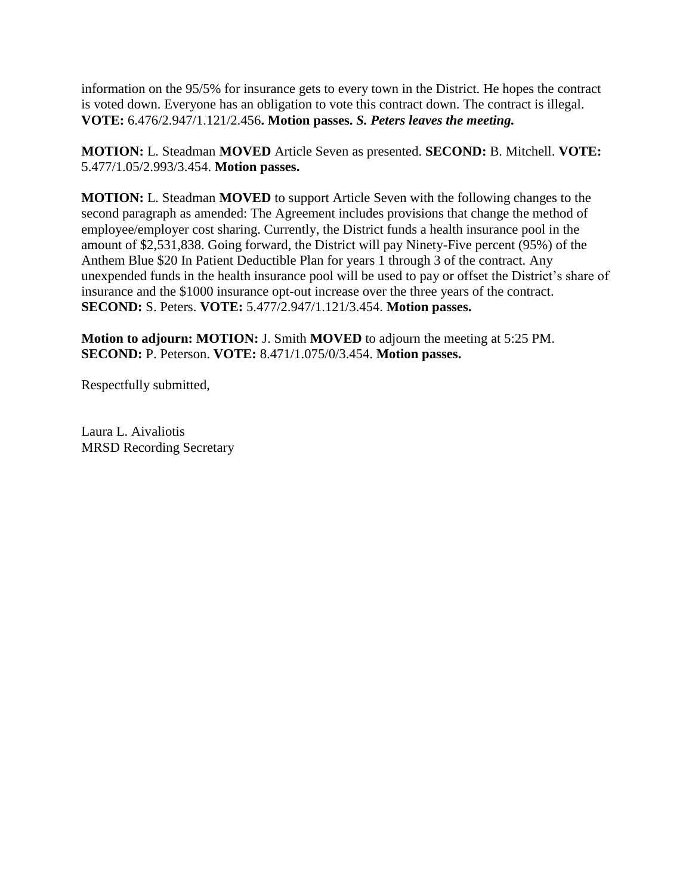information on the 95/5% for insurance gets to every town in the District. He hopes the contract is voted down. Everyone has an obligation to vote this contract down. The contract is illegal. **VOTE:** 6.476/2.947/1.121/2.456**. Motion passes.** ***S. Peters leaves the meeting.***

**MOTION:** L. Steadman **MOVED** Article Seven as presented. **SECOND:** B. Mitchell. **VOTE:** 5.477/1.05/2.993/3.454. **Motion passes.**

**MOTION:** L. Steadman **MOVED** to support Article Seven with the following changes to the second paragraph as amended: The Agreement includes provisions that change the method of employee/employer cost sharing. Currently, the District funds a health insurance pool in the amount of $2,531,838. Going forward, the District will pay Ninety-Five percent (95%) of the Anthem Blue $20 In Patient Deductible Plan for years 1 through 3 of the contract. Any unexpended funds in the health insurance pool will be used to pay or offset the District's share of insurance and the $1000 insurance opt-out increase over the three years of the contract. **SECOND:** S. Peters. **VOTE:** 5.477/2.947/1.121/3.454. **Motion passes.**

**Motion to adjourn: MOTION:** J. Smith **MOVED** to adjourn the meeting at 5:25 PM. **SECOND:** P. Peterson. **VOTE:** 8.471/1.075/0/3.454. **Motion passes.**

Respectfully submitted,

Laura L. Aivaliotis
MRSD Recording Secretary